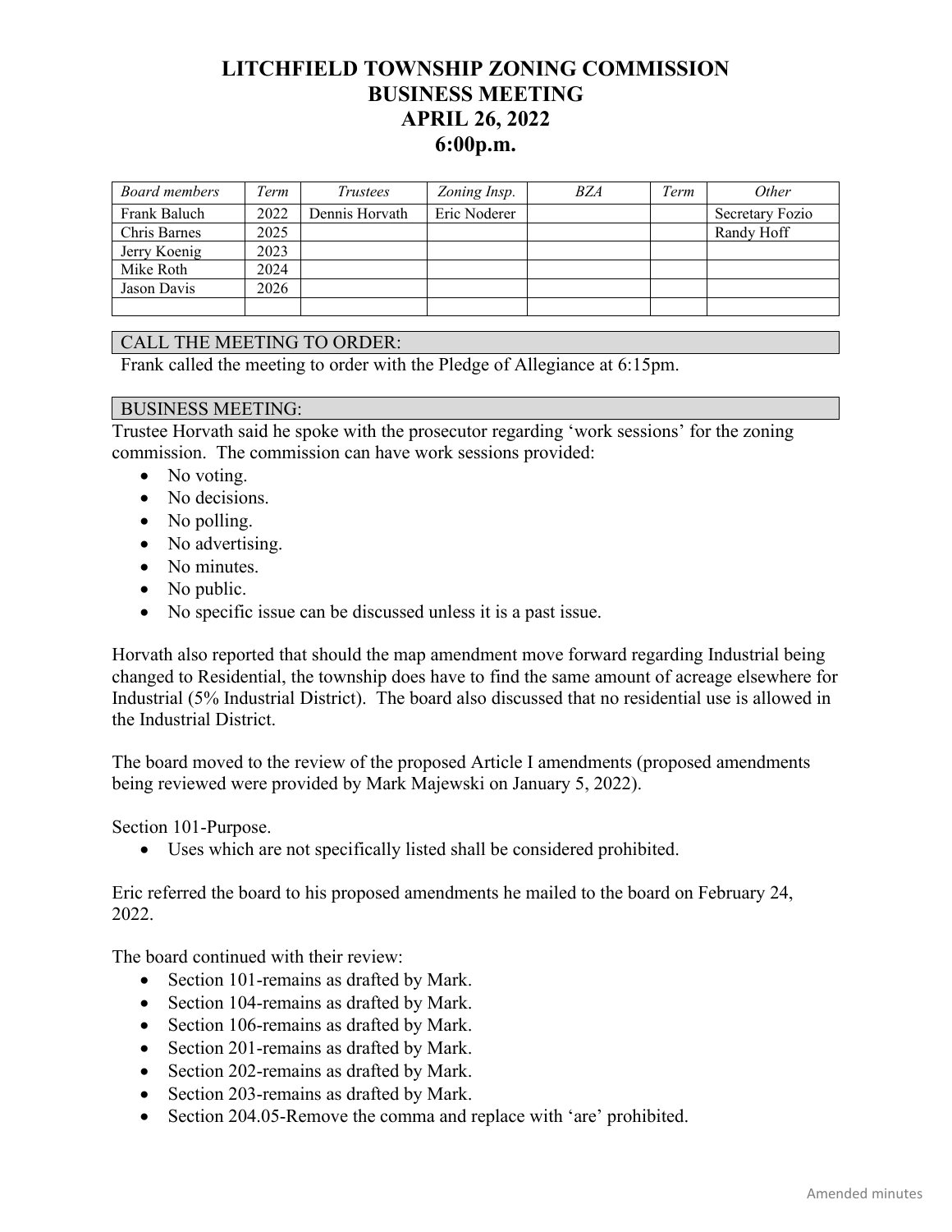# LITCHFIELD TOWNSHIP ZONING COMMISSION
# BUSINESS MEETING
# APRIL 26, 2022
# 6:00p.m.

| *Board members* | *Term* | *Trustees* | *Zoning Insp.* | *BZA* | *Term* | *Other* |
|---|---|---|---|---|---|---|
| Frank Baluch | 2022 | Dennis Horvath | Eric Noderer | | | Secretary Fozio |
| Chris Barnes | 2025 | | | | | Randy Hoff |
| Jerry Koenig | 2023 | | | | | |
| Mike Roth | 2024 | | | | | |
| Jason Davis | 2026 | | | | | |
| | | | | | | |

## CALL THE MEETING TO ORDER:

Frank called the meeting to order with the Pledge of Allegiance at 6:15pm.

## BUSINESS MEETING:

Trustee Horvath said he spoke with the prosecutor regarding 'work sessions' for the zoning commission. The commission can have work sessions provided:

- No voting.
- No decisions.
- No polling.
- No advertising.
- No minutes.
- No public.
- No specific issue can be discussed unless it is a past issue.

Horvath also reported that should the map amendment move forward regarding Industrial being changed to Residential, the township does have to find the same amount of acreage elsewhere for Industrial (5% Industrial District). The board also discussed that no residential use is allowed in the Industrial District.

The board moved to the review of the proposed Article I amendments (proposed amendments being reviewed were provided by Mark Majewski on January 5, 2022).

Section 101-Purpose.

- Uses which are not specifically listed shall be considered prohibited.

Eric referred the board to his proposed amendments he mailed to the board on February 24, 2022.

The board continued with their review:

- Section 101-remains as drafted by Mark.
- Section 104-remains as drafted by Mark.
- Section 106-remains as drafted by Mark.
- Section 201-remains as drafted by Mark.
- Section 202-remains as drafted by Mark.
- Section 203-remains as drafted by Mark.
- Section 204.05-Remove the comma and replace with 'are' prohibited.

Amended minutes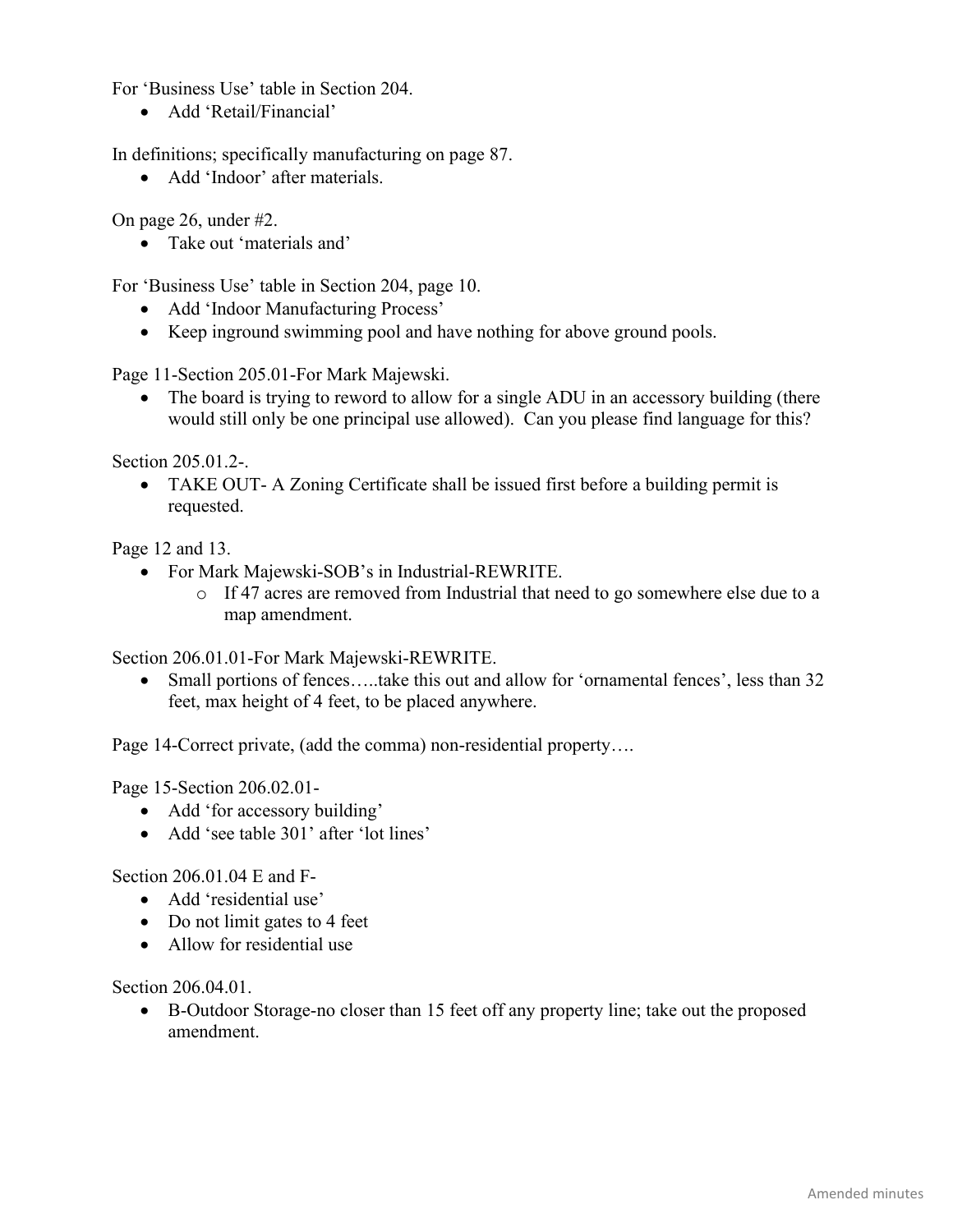For 'Business Use' table in Section 204.

- Add 'Retail/Financial'

In definitions; specifically manufacturing on page 87.

- Add 'Indoor' after materials.

On page 26, under #2.

- Take out 'materials and'

For 'Business Use' table in Section 204, page 10.

- Add 'Indoor Manufacturing Process'
- Keep inground swimming pool and have nothing for above ground pools.

Page 11-Section 205.01-For Mark Majewski.

- The board is trying to reword to allow for a single ADU in an accessory building (there would still only be one principal use allowed). Can you please find language for this?

Section 205.01.2-.

- TAKE OUT- A Zoning Certificate shall be issued first before a building permit is requested.

Page 12 and 13.

- For Mark Majewski-SOB's in Industrial-REWRITE.
  - If 47 acres are removed from Industrial that need to go somewhere else due to a map amendment.

Section 206.01.01-For Mark Majewski-REWRITE.

- Small portions of fences…..take this out and allow for 'ornamental fences', less than 32 feet, max height of 4 feet, to be placed anywhere.

Page 14-Correct private, (add the comma) non-residential property….

Page 15-Section 206.02.01-

- Add 'for accessory building'
- Add 'see table 301' after 'lot lines'

Section 206.01.04 E and F-

- Add 'residential use'
- Do not limit gates to 4 feet
- Allow for residential use

Section 206.04.01.

- B-Outdoor Storage-no closer than 15 feet off any property line; take out the proposed amendment.

Amended minutes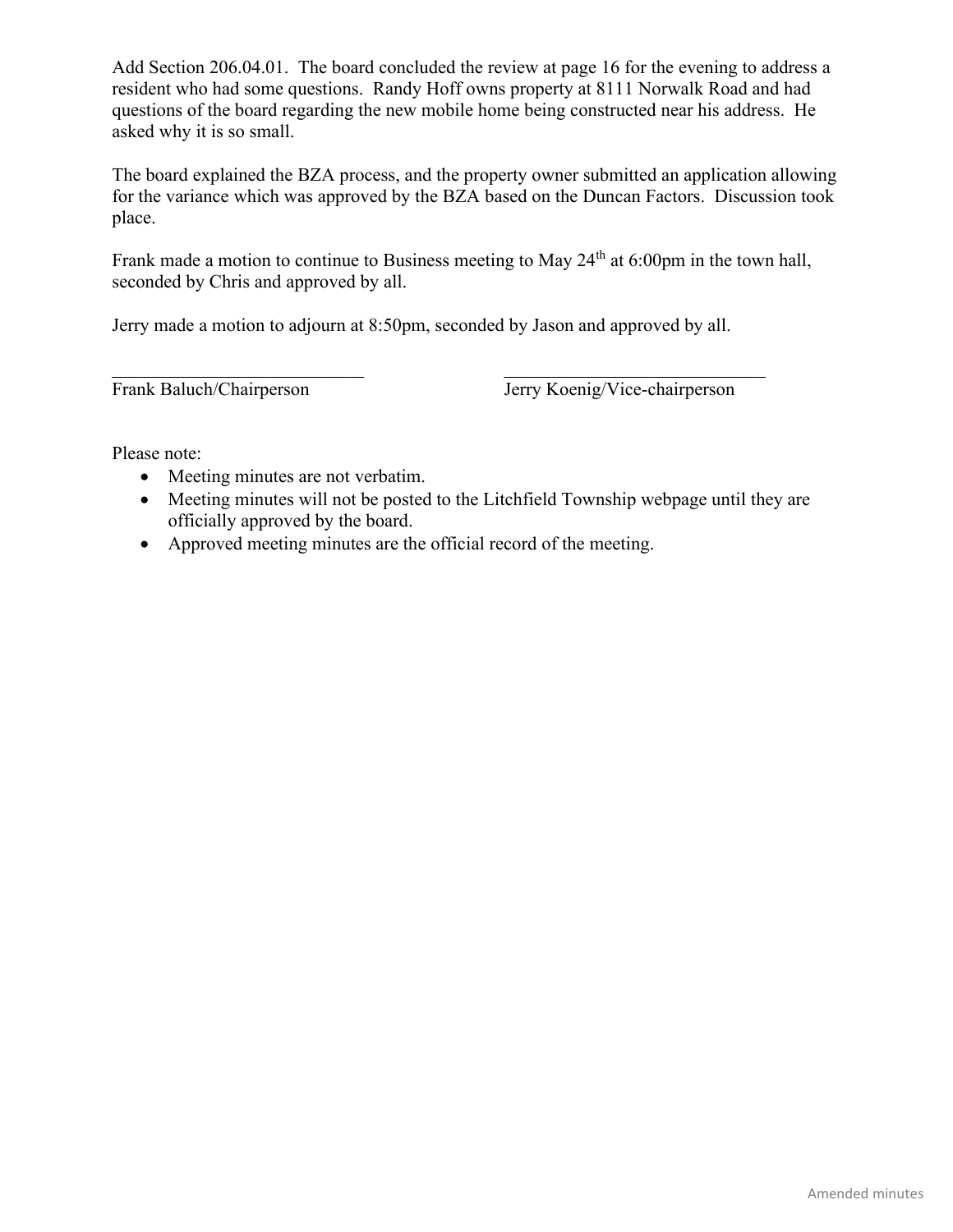Add Section 206.04.01. The board concluded the review at page 16 for the evening to address a resident who had some questions. Randy Hoff owns property at 8111 Norwalk Road and had questions of the board regarding the new mobile home being constructed near his address. He asked why it is so small.

The board explained the BZA process, and the property owner submitted an application allowing for the variance which was approved by the BZA based on the Duncan Factors. Discussion took place.

Frank made a motion to continue to Business meeting to May 24th at 6:00pm in the town hall, seconded by Chris and approved by all.

Jerry made a motion to adjourn at 8:50pm, seconded by Jason and approved by all.

\_\_\_\_\_\_\_\_\_\_\_\_\_\_\_\_\_\_\_\_\_\_\_\_\_\_\_\_ \_\_\_\_\_\_\_\_\_\_\_\_\_\_\_\_\_\_\_\_\_\_\_\_\_\_\_\_

Frank Baluch/Chairperson Jerry Koenig/Vice-chairperson

Please note:

- Meeting minutes are not verbatim.
- Meeting minutes will not be posted to the Litchfield Township webpage until they are officially approved by the board.
- Approved meeting minutes are the official record of the meeting.

Amended minutes